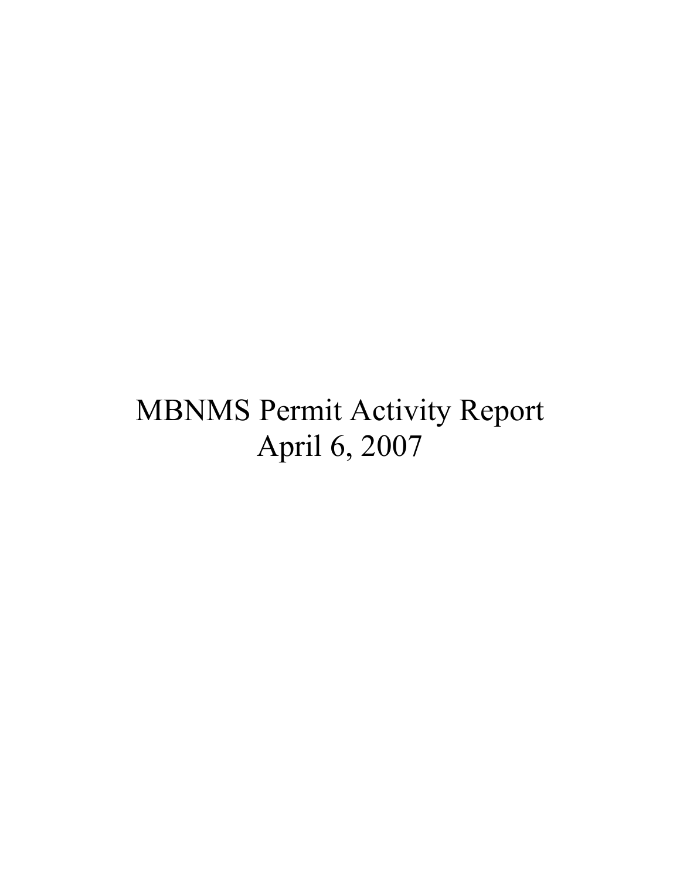# MBNMS Permit Activity Report
April 6, 2007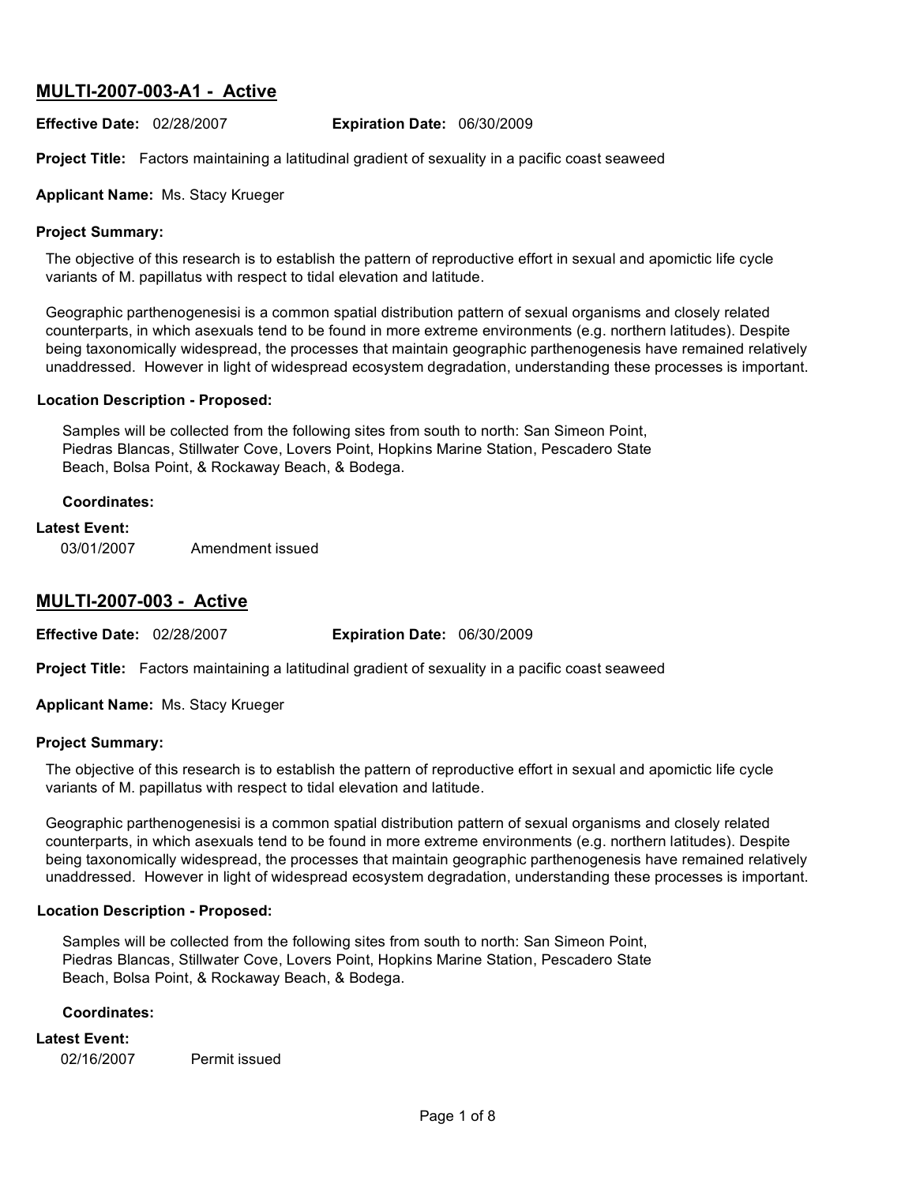## MULTI-2007-003-A1 - Active

**Effective Date:** 02/28/2007 **Expiration Date:** 06/30/2009

**Project Title:** Factors maintaining a latitudinal gradient of sexuality in a pacific coast seaweed

**Applicant Name:** Ms. Stacy Krueger

**Project Summary:**

The objective of this research is to establish the pattern of reproductive effort in sexual and apomictic life cycle variants of M. papillatus with respect to tidal elevation and latitude.

Geographic parthenogenesisi is a common spatial distribution pattern of sexual organisms and closely related counterparts, in which asexuals tend to be found in more extreme environments (e.g. northern latitudes). Despite being taxonomically widespread, the processes that maintain geographic parthenogenesis have remained relatively unaddressed. However in light of widespread ecosystem degradation, understanding these processes is important.

**Location Description - Proposed:**

Samples will be collected from the following sites from south to north: San Simeon Point, Piedras Blancas, Stillwater Cove, Lovers Point, Hopkins Marine Station, Pescadero State Beach, Bolsa Point, & Rockaway Beach, & Bodega.

**Coordinates:**

**Latest Event:**

03/01/2007 Amendment issued

## MULTI-2007-003 - Active

**Effective Date:** 02/28/2007 **Expiration Date:** 06/30/2009

**Project Title:** Factors maintaining a latitudinal gradient of sexuality in a pacific coast seaweed

**Applicant Name:** Ms. Stacy Krueger

**Project Summary:**

The objective of this research is to establish the pattern of reproductive effort in sexual and apomictic life cycle variants of M. papillatus with respect to tidal elevation and latitude.

Geographic parthenogenesisi is a common spatial distribution pattern of sexual organisms and closely related counterparts, in which asexuals tend to be found in more extreme environments (e.g. northern latitudes). Despite being taxonomically widespread, the processes that maintain geographic parthenogenesis have remained relatively unaddressed. However in light of widespread ecosystem degradation, understanding these processes is important.

**Location Description - Proposed:**

Samples will be collected from the following sites from south to north: San Simeon Point, Piedras Blancas, Stillwater Cove, Lovers Point, Hopkins Marine Station, Pescadero State Beach, Bolsa Point, & Rockaway Beach, & Bodega.

**Coordinates:**

**Latest Event:**

02/16/2007 Permit issued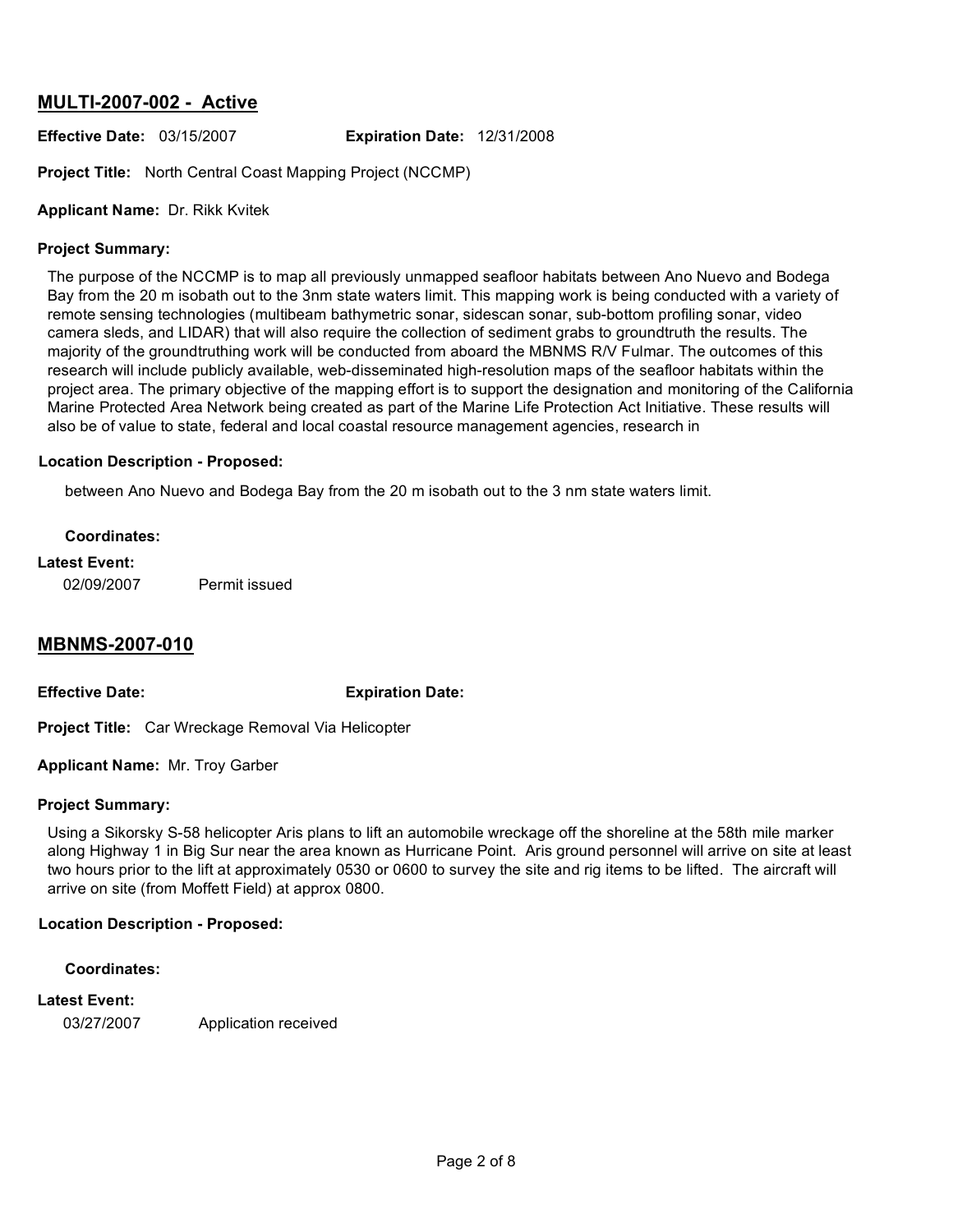## MULTI-2007-002 - Active

**Effective Date:** 03/15/2007 **Expiration Date:** 12/31/2008

**Project Title:** North Central Coast Mapping Project (NCCMP)

**Applicant Name:** Dr. Rikk Kvitek

**Project Summary:**

The purpose of the NCCMP is to map all previously unmapped seafloor habitats between Ano Nuevo and Bodega Bay from the 20 m isobath out to the 3nm state waters limit. This mapping work is being conducted with a variety of remote sensing technologies (multibeam bathymetric sonar, sidescan sonar, sub-bottom profiling sonar, video camera sleds, and LIDAR) that will also require the collection of sediment grabs to groundtruth the results. The majority of the groundtruthing work will be conducted from aboard the MBNMS R/V Fulmar. The outcomes of this research will include publicly available, web-disseminated high-resolution maps of the seafloor habitats within the project area. The primary objective of the mapping effort is to support the designation and monitoring of the California Marine Protected Area Network being created as part of the Marine Life Protection Act Initiative. These results will also be of value to state, federal and local coastal resource management agencies, research in

**Location Description - Proposed:**

between Ano Nuevo and Bodega Bay from the 20 m isobath out to the 3 nm state waters limit.

**Coordinates:**

**Latest Event:**

02/09/2007 Permit issued

## MBNMS-2007-010

**Effective Date:** **Expiration Date:**

**Project Title:** Car Wreckage Removal Via Helicopter

**Applicant Name:** Mr. Troy Garber

**Project Summary:**

Using a Sikorsky S-58 helicopter Aris plans to lift an automobile wreckage off the shoreline at the 58th mile marker along Highway 1 in Big Sur near the area known as Hurricane Point. Aris ground personnel will arrive on site at least two hours prior to the lift at approximately 0530 or 0600 to survey the site and rig items to be lifted. The aircraft will arrive on site (from Moffett Field) at approx 0800.

**Location Description - Proposed:**

**Coordinates:**

**Latest Event:**

03/27/2007 Application received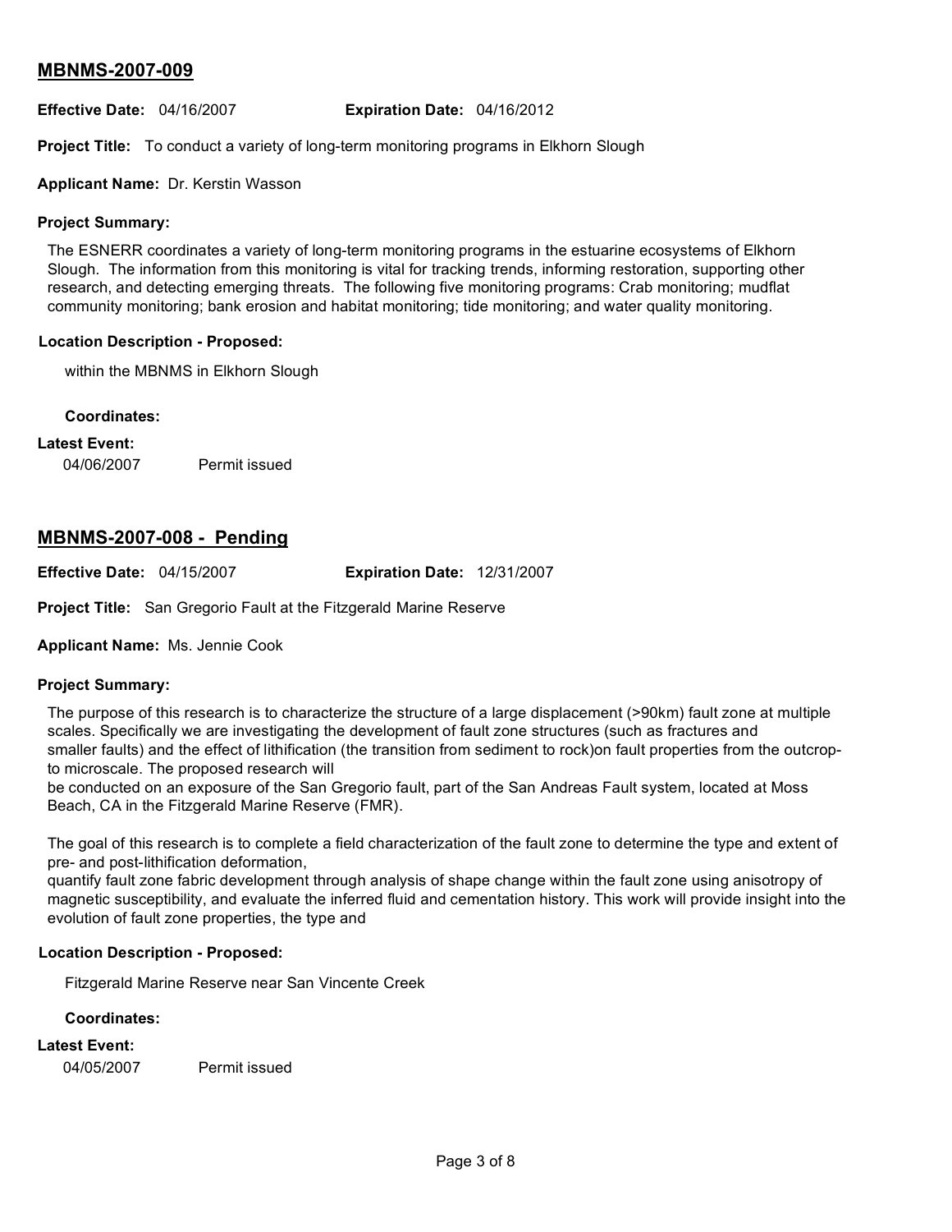## MBNMS-2007-009

**Effective Date:** 04/16/2007 **Expiration Date:** 04/16/2012

**Project Title:** To conduct a variety of long-term monitoring programs in Elkhorn Slough

**Applicant Name:** Dr. Kerstin Wasson

**Project Summary:**

The ESNERR coordinates a variety of long-term monitoring programs in the estuarine ecosystems of Elkhorn Slough. The information from this monitoring is vital for tracking trends, informing restoration, supporting other research, and detecting emerging threats. The following five monitoring programs: Crab monitoring; mudflat community monitoring; bank erosion and habitat monitoring; tide monitoring; and water quality monitoring.

**Location Description - Proposed:**

within the MBNMS in Elkhorn Slough

**Coordinates:**

**Latest Event:**

04/06/2007 Permit issued

## MBNMS-2007-008 - Pending

**Effective Date:** 04/15/2007 **Expiration Date:** 12/31/2007

**Project Title:** San Gregorio Fault at the Fitzgerald Marine Reserve

**Applicant Name:** Ms. Jennie Cook

**Project Summary:**

The purpose of this research is to characterize the structure of a large displacement (>90km) fault zone at multiple scales. Specifically we are investigating the development of fault zone structures (such as fractures and smaller faults) and the effect of lithification (the transition from sediment to rock)on fault properties from the outcrop-to microscale. The proposed research will
be conducted on an exposure of the San Gregorio fault, part of the San Andreas Fault system, located at Moss Beach, CA in the Fitzgerald Marine Reserve (FMR).

The goal of this research is to complete a field characterization of the fault zone to determine the type and extent of pre- and post-lithification deformation,
quantify fault zone fabric development through analysis of shape change within the fault zone using anisotropy of magnetic susceptibility, and evaluate the inferred fluid and cementation history. This work will provide insight into the evolution of fault zone properties, the type and

**Location Description - Proposed:**

Fitzgerald Marine Reserve near San Vincente Creek

**Coordinates:**

**Latest Event:**

04/05/2007 Permit issued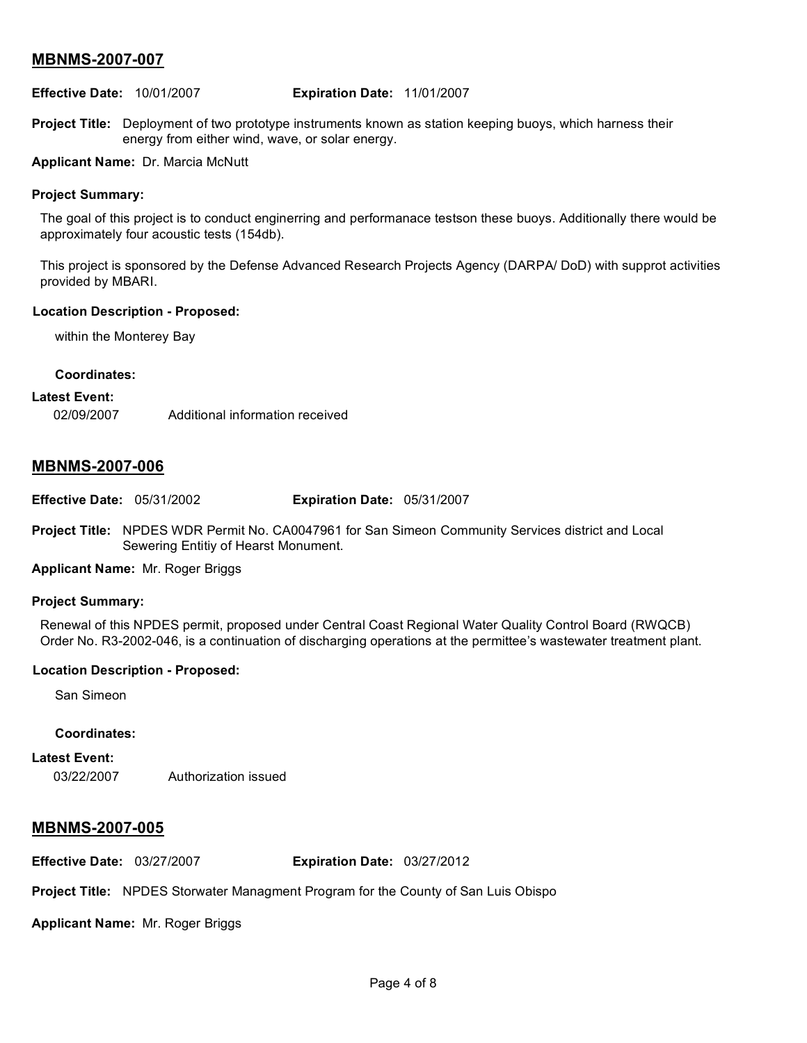## MBNMS-2007-007

**Effective Date:** 10/01/2007 **Expiration Date:** 11/01/2007

**Project Title:** Deployment of two prototype instruments known as station keeping buoys, which harness their energy from either wind, wave, or solar energy.

**Applicant Name:** Dr. Marcia McNutt

**Project Summary:**

The goal of this project is to conduct enginerring and performanace testson these buoys. Additionally there would be approximately four acoustic tests (154db).

This project is sponsored by the Defense Advanced Research Projects Agency (DARPA/ DoD) with supprot activities provided by MBARI.

**Location Description - Proposed:**

within the Monterey Bay

**Coordinates:**

**Latest Event:**

02/09/2007 Additional information received

## MBNMS-2007-006

**Effective Date:** 05/31/2002 **Expiration Date:** 05/31/2007

**Project Title:** NPDES WDR Permit No. CA0047961 for San Simeon Community Services district and Local Sewering Entitiy of Hearst Monument.

**Applicant Name:** Mr. Roger Briggs

**Project Summary:**

Renewal of this NPDES permit, proposed under Central Coast Regional Water Quality Control Board (RWQCB) Order No. R3-2002-046, is a continuation of discharging operations at the permittee's wastewater treatment plant.

**Location Description - Proposed:**

San Simeon

**Coordinates:**

**Latest Event:**

03/22/2007 Authorization issued

## MBNMS-2007-005

**Effective Date:** 03/27/2007 **Expiration Date:** 03/27/2012

**Project Title:** NPDES Storwater Managment Program for the County of San Luis Obispo

**Applicant Name:** Mr. Roger Briggs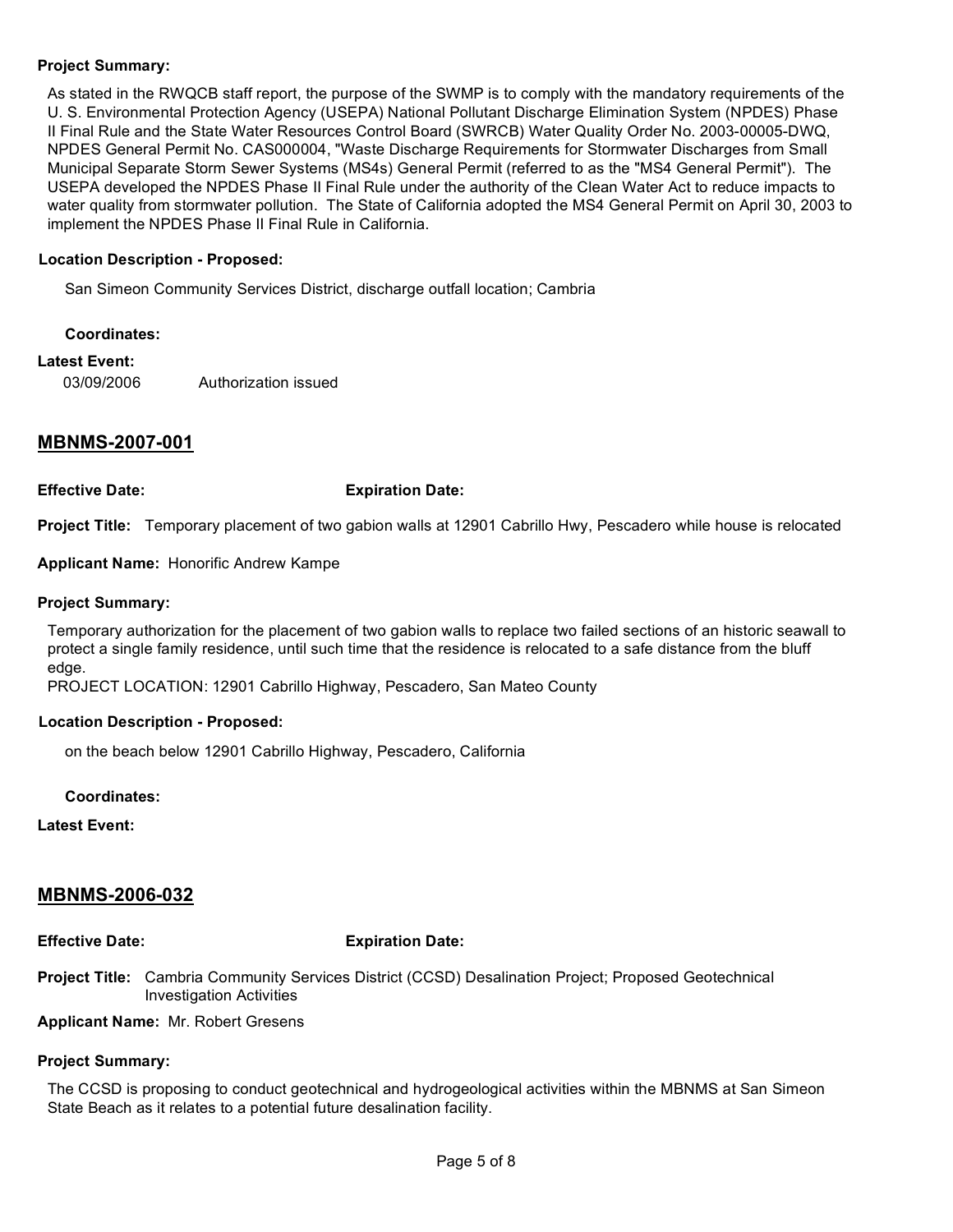**Project Summary:**

As stated in the RWQCB staff report, the purpose of the SWMP is to comply with the mandatory requirements of the U. S. Environmental Protection Agency (USEPA) National Pollutant Discharge Elimination System (NPDES) Phase II Final Rule and the State Water Resources Control Board (SWRCB) Water Quality Order No. 2003-00005-DWQ, NPDES General Permit No. CAS000004, "Waste Discharge Requirements for Stormwater Discharges from Small Municipal Separate Storm Sewer Systems (MS4s) General Permit (referred to as the "MS4 General Permit"). The USEPA developed the NPDES Phase II Final Rule under the authority of the Clean Water Act to reduce impacts to water quality from stormwater pollution. The State of California adopted the MS4 General Permit on April 30, 2003 to implement the NPDES Phase II Final Rule in California.

**Location Description - Proposed:**

San Simeon Community Services District, discharge outfall location; Cambria

**Coordinates:**

**Latest Event:**

03/09/2006 Authorization issued

## MBNMS-2007-001

**Effective Date:** **Expiration Date:**

**Project Title:** Temporary placement of two gabion walls at 12901 Cabrillo Hwy, Pescadero while house is relocated

**Applicant Name:** Honorific Andrew Kampe

**Project Summary:**

Temporary authorization for the placement of two gabion walls to replace two failed sections of an historic seawall to protect a single family residence, until such time that the residence is relocated to a safe distance from the bluff edge.
PROJECT LOCATION: 12901 Cabrillo Highway, Pescadero, San Mateo County

**Location Description - Proposed:**

on the beach below 12901 Cabrillo Highway, Pescadero, California

**Coordinates:**

**Latest Event:**

## MBNMS-2006-032

**Effective Date:** **Expiration Date:**

**Project Title:** Cambria Community Services District (CCSD) Desalination Project; Proposed Geotechnical Investigation Activities

**Applicant Name:** Mr. Robert Gresens

**Project Summary:**

The CCSD is proposing to conduct geotechnical and hydrogeological activities within the MBNMS at San Simeon State Beach as it relates to a potential future desalination facility.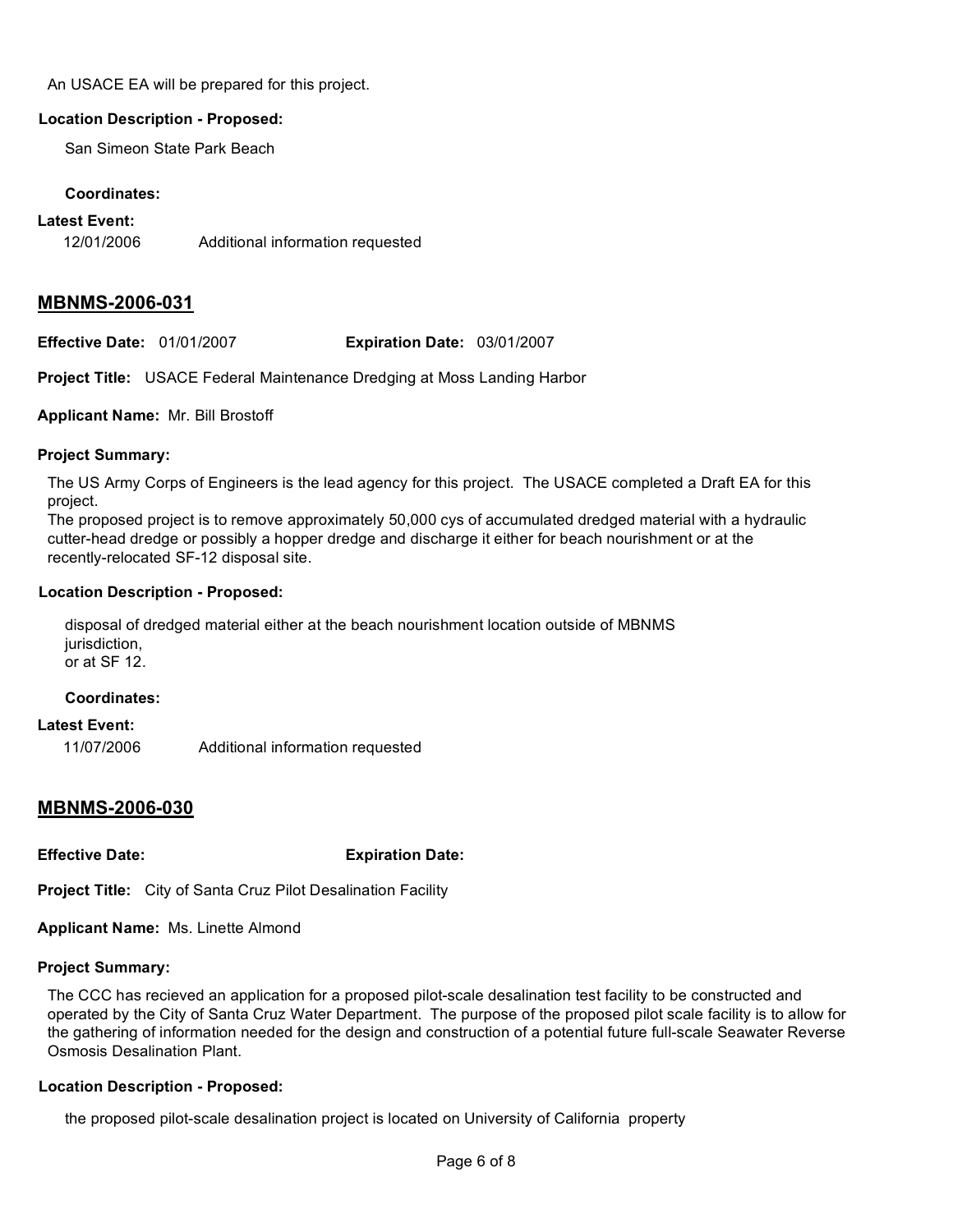An USACE EA will be prepared for this project.

**Location Description - Proposed:**

San Simeon State Park Beach

**Coordinates:**

**Latest Event:**

12/01/2006 Additional information requested

## MBNMS-2006-031

**Effective Date:** 01/01/2007 **Expiration Date:** 03/01/2007

**Project Title:** USACE Federal Maintenance Dredging at Moss Landing Harbor

**Applicant Name:** Mr. Bill Brostoff

**Project Summary:**

The US Army Corps of Engineers is the lead agency for this project. The USACE completed a Draft EA for this project.
The proposed project is to remove approximately 50,000 cys of accumulated dredged material with a hydraulic cutter-head dredge or possibly a hopper dredge and discharge it either for beach nourishment or at the recently-relocated SF-12 disposal site.

**Location Description - Proposed:**

disposal of dredged material either at the beach nourishment location outside of MBNMS jurisdiction,
or at SF 12.

**Coordinates:**

**Latest Event:**

11/07/2006 Additional information requested

## MBNMS-2006-030

**Effective Date:** **Expiration Date:**

**Project Title:** City of Santa Cruz Pilot Desalination Facility

**Applicant Name:** Ms. Linette Almond

**Project Summary:**

The CCC has recieved an application for a proposed pilot-scale desalination test facility to be constructed and operated by the City of Santa Cruz Water Department. The purpose of the proposed pilot scale facility is to allow for the gathering of information needed for the design and construction of a potential future full-scale Seawater Reverse Osmosis Desalination Plant.

**Location Description - Proposed:**

the proposed pilot-scale desalination project is located on University of California property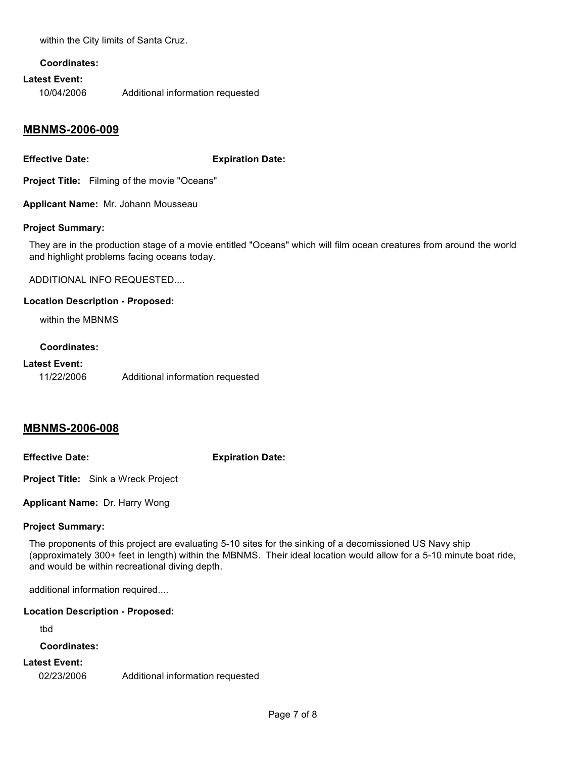within the City limits of Santa Cruz.

**Coordinates:**

**Latest Event:**

10/04/2006 Additional information requested

## MBNMS-2006-009

**Effective Date:** **Expiration Date:**

**Project Title:** Filming of the movie "Oceans"

**Applicant Name:** Mr. Johann Mousseau

**Project Summary:**

They are in the production stage of a movie entitled "Oceans" which will film ocean creatures from around the world and highlight problems facing oceans today.

ADDITIONAL INFO REQUESTED....

**Location Description - Proposed:**

within the MBNMS

**Coordinates:**

**Latest Event:**

11/22/2006 Additional information requested

## MBNMS-2006-008

**Effective Date:** **Expiration Date:**

**Project Title:** Sink a Wreck Project

**Applicant Name:** Dr. Harry Wong

**Project Summary:**

The proponents of this project are evaluating 5-10 sites for the sinking of a decomissioned US Navy ship (approximately 300+ feet in length) within the MBNMS. Their ideal location would allow for a 5-10 minute boat ride, and would be within recreational diving depth.

additional information required....

**Location Description - Proposed:**

tbd

**Coordinates:**

**Latest Event:**

02/23/2006 Additional information requested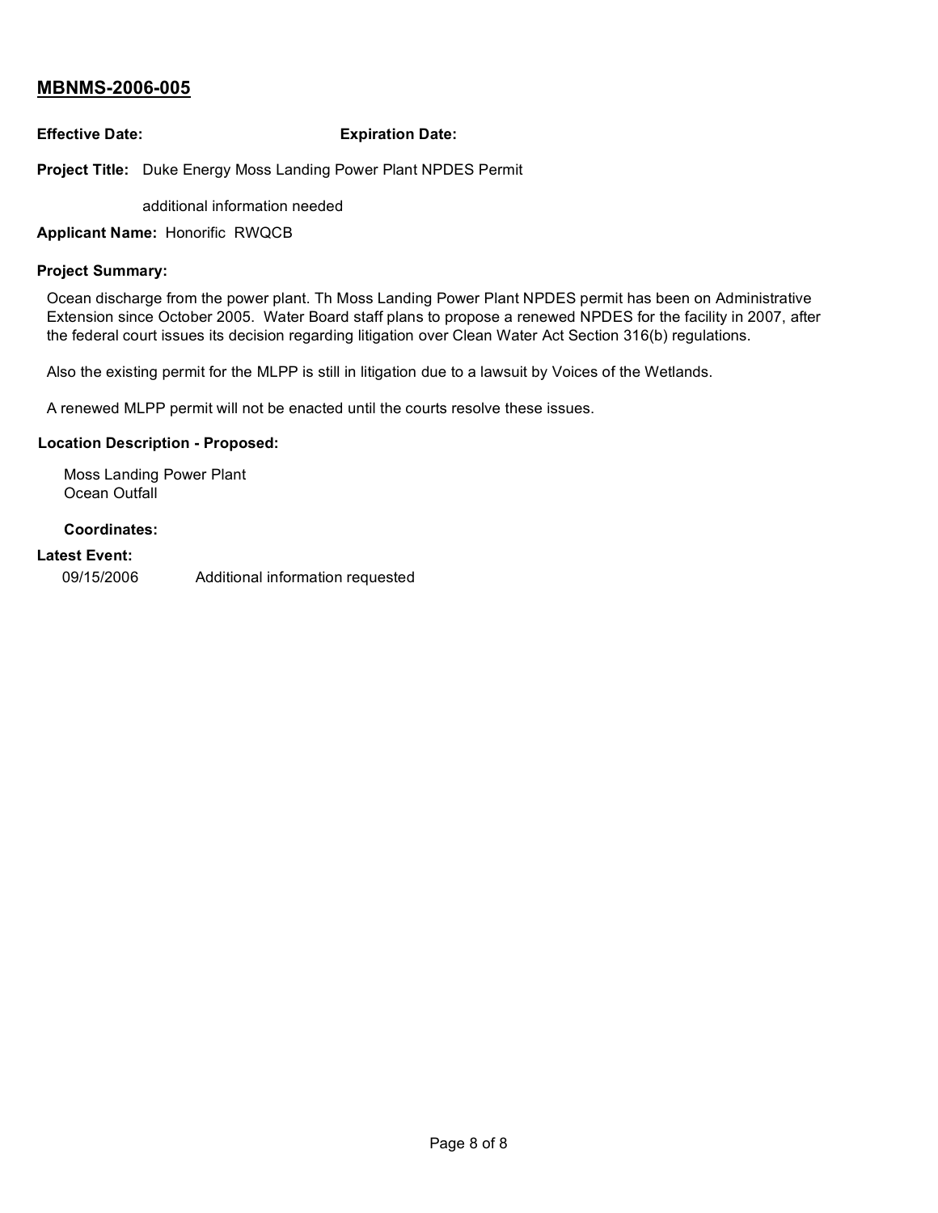## MBNMS-2006-005

**Effective Date:** **Expiration Date:**

**Project Title:** Duke Energy Moss Landing Power Plant NPDES Permit

additional information needed

**Applicant Name:** Honorific RWQCB

**Project Summary:**

Ocean discharge from the power plant. Th Moss Landing Power Plant NPDES permit has been on Administrative Extension since October 2005. Water Board staff plans to propose a renewed NPDES for the facility in 2007, after the federal court issues its decision regarding litigation over Clean Water Act Section 316(b) regulations.

Also the existing permit for the MLPP is still in litigation due to a lawsuit by Voices of the Wetlands.

A renewed MLPP permit will not be enacted until the courts resolve these issues.

**Location Description - Proposed:**

Moss Landing Power Plant
Ocean Outfall

**Coordinates:**

**Latest Event:**

09/15/2006 Additional information requested